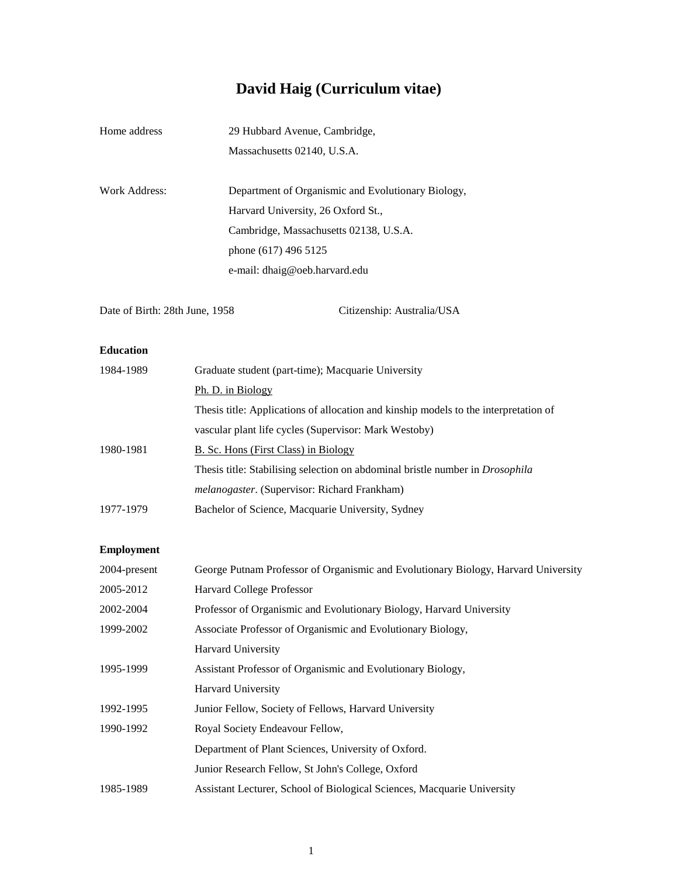# David Haig (Curriculum vitae)

| | |
|---|---|
| Home address | 29 Hubbard Avenue, Cambridge, |
| | Massachusetts 02140, U.S.A. |
| | |
| Work Address: | Department of Organismic and Evolutionary Biology, |
| | Harvard University, 26 Oxford St., |
| | Cambridge, Massachusetts 02138, U.S.A. |
| | phone (617) 496 5125 |
| | e-mail: dhaig@oeb.harvard.edu |

Date of Birth: 28th June, 1958 Citizenship: Australia/USA

**Education**

| | |
|---|---|
| 1984-1989 | Graduate student (part-time); Macquarie University |
| | <u>Ph. D. in Biology</u> |
| | Thesis title: Applications of allocation and kinship models to the interpretation of vascular plant life cycles (Supervisor: Mark Westoby) |
| 1980-1981 | <u>B. Sc. Hons (First Class) in Biology</u> |
| | Thesis title: Stabilising selection on abdominal bristle number in *Drosophila melanogaster*. (Supervisor: Richard Frankham) |
| 1977-1979 | Bachelor of Science, Macquarie University, Sydney |

**Employment**

| | |
|---|---|
| 2004-present | George Putnam Professor of Organismic and Evolutionary Biology, Harvard University |
| 2005-2012 | Harvard College Professor |
| 2002-2004 | Professor of Organismic and Evolutionary Biology, Harvard University |
| 1999-2002 | Associate Professor of Organismic and Evolutionary Biology, Harvard University |
| 1995-1999 | Assistant Professor of Organismic and Evolutionary Biology, Harvard University |
| 1992-1995 | Junior Fellow, Society of Fellows, Harvard University |
| 1990-1992 | Royal Society Endeavour Fellow, Department of Plant Sciences, University of Oxford. |
| | Junior Research Fellow, St John's College, Oxford |
| 1985-1989 | Assistant Lecturer, School of Biological Sciences, Macquarie University |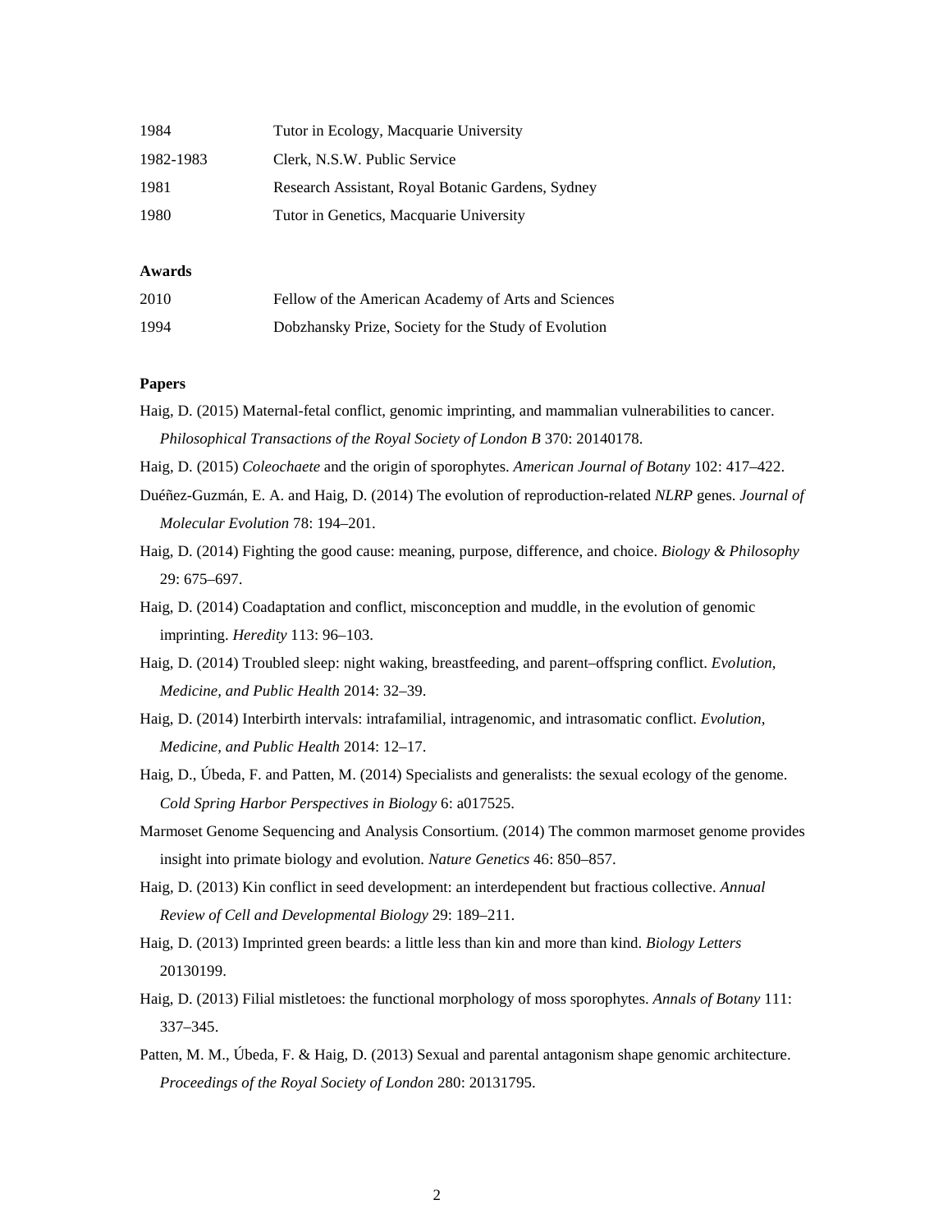| | |
|---|---|
| 1984 | Tutor in Ecology, Macquarie University |
| 1982-1983 | Clerk, N.S.W. Public Service |
| 1981 | Research Assistant, Royal Botanic Gardens, Sydney |
| 1980 | Tutor in Genetics, Macquarie University |

**Awards**

| | |
|---|---|
| 2010 | Fellow of the American Academy of Arts and Sciences |
| 1994 | Dobzhansky Prize, Society for the Study of Evolution |

**Papers**

Haig, D. (2015) Maternal-fetal conflict, genomic imprinting, and mammalian vulnerabilities to cancer. *Philosophical Transactions of the Royal Society of London B* 370: 20140178.

Haig, D. (2015) *Coleochaete* and the origin of sporophytes. *American Journal of Botany* 102: 417–422.

Duéñez-Guzmán, E. A. and Haig, D. (2014) The evolution of reproduction-related *NLRP* genes. *Journal of Molecular Evolution* 78: 194–201.

Haig, D. (2014) Fighting the good cause: meaning, purpose, difference, and choice. *Biology & Philosophy* 29: 675–697.

Haig, D. (2014) Coadaptation and conflict, misconception and muddle, in the evolution of genomic imprinting. *Heredity* 113: 96–103.

Haig, D. (2014) Troubled sleep: night waking, breastfeeding, and parent–offspring conflict. *Evolution, Medicine, and Public Health* 2014: 32–39.

Haig, D. (2014) Interbirth intervals: intrafamilial, intragenomic, and intrasomatic conflict. *Evolution, Medicine, and Public Health* 2014: 12–17.

Haig, D., Úbeda, F. and Patten, M. (2014) Specialists and generalists: the sexual ecology of the genome. *Cold Spring Harbor Perspectives in Biology* 6: a017525.

Marmoset Genome Sequencing and Analysis Consortium. (2014) The common marmoset genome provides insight into primate biology and evolution. *Nature Genetics* 46: 850–857.

Haig, D. (2013) Kin conflict in seed development: an interdependent but fractious collective. *Annual Review of Cell and Developmental Biology* 29: 189–211.

Haig, D. (2013) Imprinted green beards: a little less than kin and more than kind. *Biology Letters* 20130199.

Haig, D. (2013) Filial mistletoes: the functional morphology of moss sporophytes. *Annals of Botany* 111: 337–345.

Patten, M. M., Úbeda, F. & Haig, D. (2013) Sexual and parental antagonism shape genomic architecture. *Proceedings of the Royal Society of London* 280: 20131795.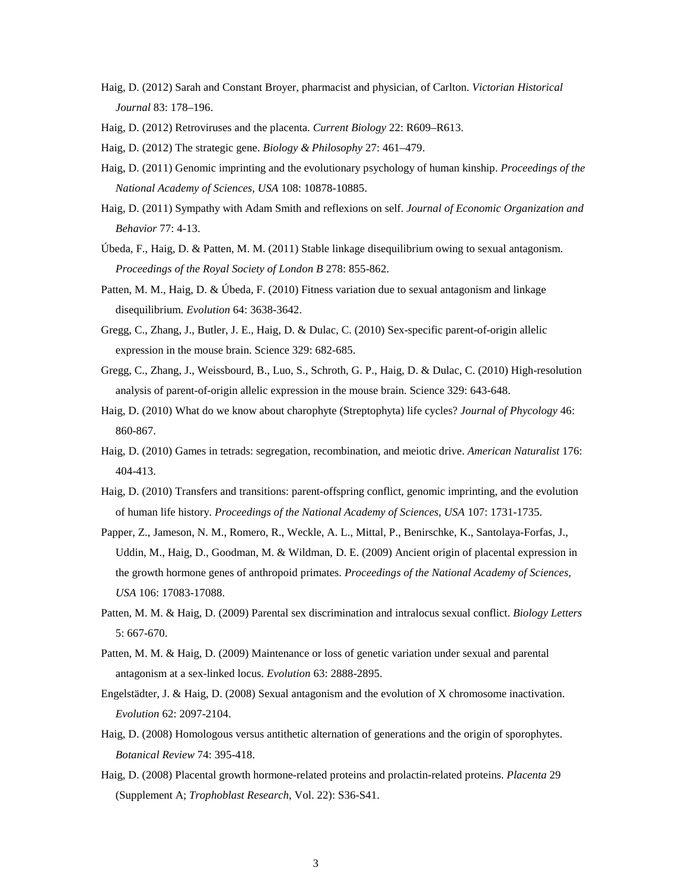Haig, D. (2012) Sarah and Constant Broyer, pharmacist and physician, of Carlton. *Victorian Historical Journal* 83: 178–196.

Haig, D. (2012) Retroviruses and the placenta. *Current Biology* 22: R609–R613.

Haig, D. (2012) The strategic gene. *Biology & Philosophy* 27: 461–479.

Haig, D. (2011) Genomic imprinting and the evolutionary psychology of human kinship. *Proceedings of the National Academy of Sciences, USA* 108: 10878-10885.

Haig, D. (2011) Sympathy with Adam Smith and reflexions on self. *Journal of Economic Organization and Behavior* 77: 4-13.

Úbeda, F., Haig, D. & Patten, M. M. (2011) Stable linkage disequilibrium owing to sexual antagonism. *Proceedings of the Royal Society of London B* 278: 855-862.

Patten, M. M., Haig, D. & Úbeda, F. (2010) Fitness variation due to sexual antagonism and linkage disequilibrium. *Evolution* 64: 3638-3642.

Gregg, C., Zhang, J., Butler, J. E., Haig, D. & Dulac, C. (2010) Sex-specific parent-of-origin allelic expression in the mouse brain. Science 329: 682-685.

Gregg, C., Zhang, J., Weissbourd, B., Luo, S., Schroth, G. P., Haig, D. & Dulac, C. (2010) High-resolution analysis of parent-of-origin allelic expression in the mouse brain. Science 329: 643-648.

Haig, D. (2010) What do we know about charophyte (Streptophyta) life cycles? *Journal of Phycology* 46: 860-867.

Haig, D. (2010) Games in tetrads: segregation, recombination, and meiotic drive. *American Naturalist* 176: 404-413.

Haig, D. (2010) Transfers and transitions: parent-offspring conflict, genomic imprinting, and the evolution of human life history. *Proceedings of the National Academy of Sciences, USA* 107: 1731-1735.

Papper, Z., Jameson, N. M., Romero, R., Weckle, A. L., Mittal, P., Benirschke, K., Santolaya-Forfas, J., Uddin, M., Haig, D., Goodman, M. & Wildman, D. E. (2009) Ancient origin of placental expression in the growth hormone genes of anthropoid primates. *Proceedings of the National Academy of Sciences, USA* 106: 17083-17088.

Patten, M. M. & Haig, D. (2009) Parental sex discrimination and intralocus sexual conflict. *Biology Letters* 5: 667-670.

Patten, M. M. & Haig, D. (2009) Maintenance or loss of genetic variation under sexual and parental antagonism at a sex-linked locus. *Evolution* 63: 2888-2895.

Engelstädter, J. & Haig, D. (2008) Sexual antagonism and the evolution of X chromosome inactivation. *Evolution* 62: 2097-2104.

Haig, D. (2008) Homologous versus antithetic alternation of generations and the origin of sporophytes. *Botanical Review* 74: 395-418.

Haig, D. (2008) Placental growth hormone-related proteins and prolactin-related proteins. *Placenta* 29 (Supplement A; *Trophoblast Research*, Vol. 22): S36-S41.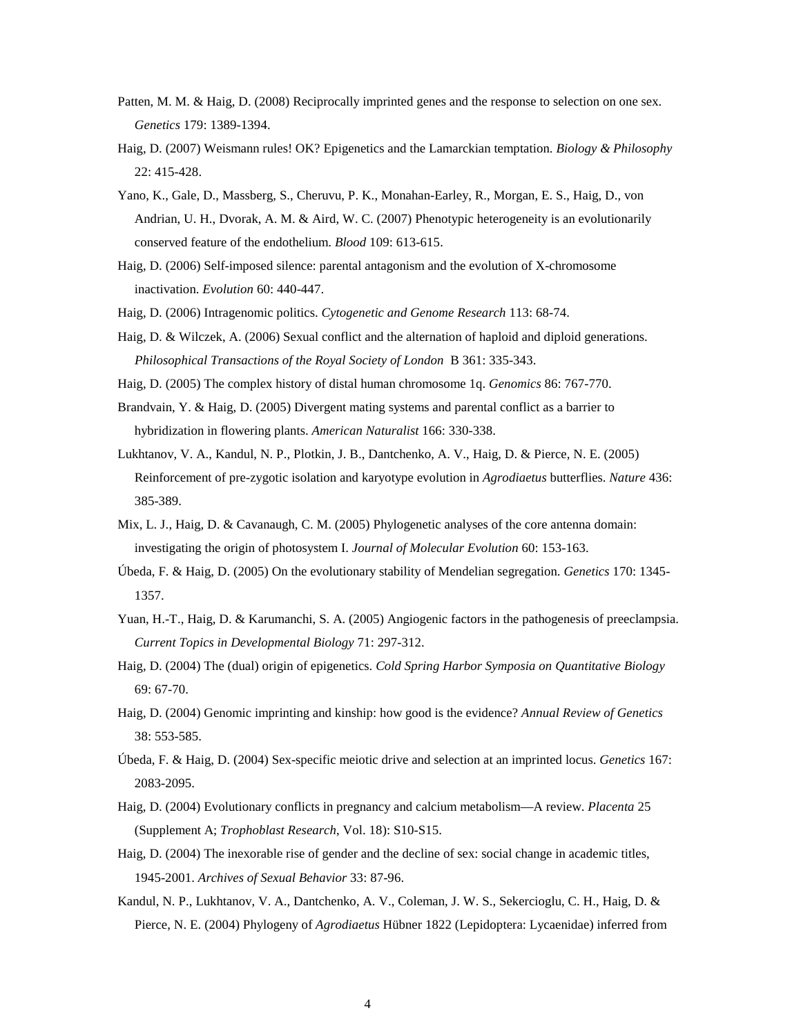Patten, M. M. & Haig, D. (2008) Reciprocally imprinted genes and the response to selection on one sex. *Genetics* 179: 1389-1394.

Haig, D. (2007) Weismann rules! OK? Epigenetics and the Lamarckian temptation. *Biology & Philosophy* 22: 415-428.

Yano, K., Gale, D., Massberg, S., Cheruvu, P. K., Monahan-Earley, R., Morgan, E. S., Haig, D., von Andrian, U. H., Dvorak, A. M. & Aird, W. C. (2007) Phenotypic heterogeneity is an evolutionarily conserved feature of the endothelium. *Blood* 109: 613-615.

Haig, D. (2006) Self-imposed silence: parental antagonism and the evolution of X-chromosome inactivation. *Evolution* 60: 440-447.

Haig, D. (2006) Intragenomic politics. *Cytogenetic and Genome Research* 113: 68-74.

Haig, D. & Wilczek, A. (2006) Sexual conflict and the alternation of haploid and diploid generations. *Philosophical Transactions of the Royal Society of London* B 361: 335-343.

Haig, D. (2005) The complex history of distal human chromosome 1q. *Genomics* 86: 767-770.

Brandvain, Y. & Haig, D. (2005) Divergent mating systems and parental conflict as a barrier to hybridization in flowering plants. *American Naturalist* 166: 330-338.

Lukhtanov, V. A., Kandul, N. P., Plotkin, J. B., Dantchenko, A. V., Haig, D. & Pierce, N. E. (2005) Reinforcement of pre-zygotic isolation and karyotype evolution in *Agrodiaetus* butterflies. *Nature* 436: 385-389.

Mix, L. J., Haig, D. & Cavanaugh, C. M. (2005) Phylogenetic analyses of the core antenna domain: investigating the origin of photosystem I. *Journal of Molecular Evolution* 60: 153-163.

Úbeda, F. & Haig, D. (2005) On the evolutionary stability of Mendelian segregation. *Genetics* 170: 1345-1357.

Yuan, H.-T., Haig, D. & Karumanchi, S. A. (2005) Angiogenic factors in the pathogenesis of preeclampsia. *Current Topics in Developmental Biology* 71: 297-312.

Haig, D. (2004) The (dual) origin of epigenetics. *Cold Spring Harbor Symposia on Quantitative Biology* 69: 67-70.

Haig, D. (2004) Genomic imprinting and kinship: how good is the evidence? *Annual Review of Genetics* 38: 553-585.

Úbeda, F. & Haig, D. (2004) Sex-specific meiotic drive and selection at an imprinted locus. *Genetics* 167: 2083-2095.

Haig, D. (2004) Evolutionary conflicts in pregnancy and calcium metabolism—A review. *Placenta* 25 (Supplement A; *Trophoblast Research*, Vol. 18): S10-S15.

Haig, D. (2004) The inexorable rise of gender and the decline of sex: social change in academic titles, 1945-2001. *Archives of Sexual Behavior* 33: 87-96.

Kandul, N. P., Lukhtanov, V. A., Dantchenko, A. V., Coleman, J. W. S., Sekercioglu, C. H., Haig, D. & Pierce, N. E. (2004) Phylogeny of *Agrodiaetus* Hübner 1822 (Lepidoptera: Lycaenidae) inferred from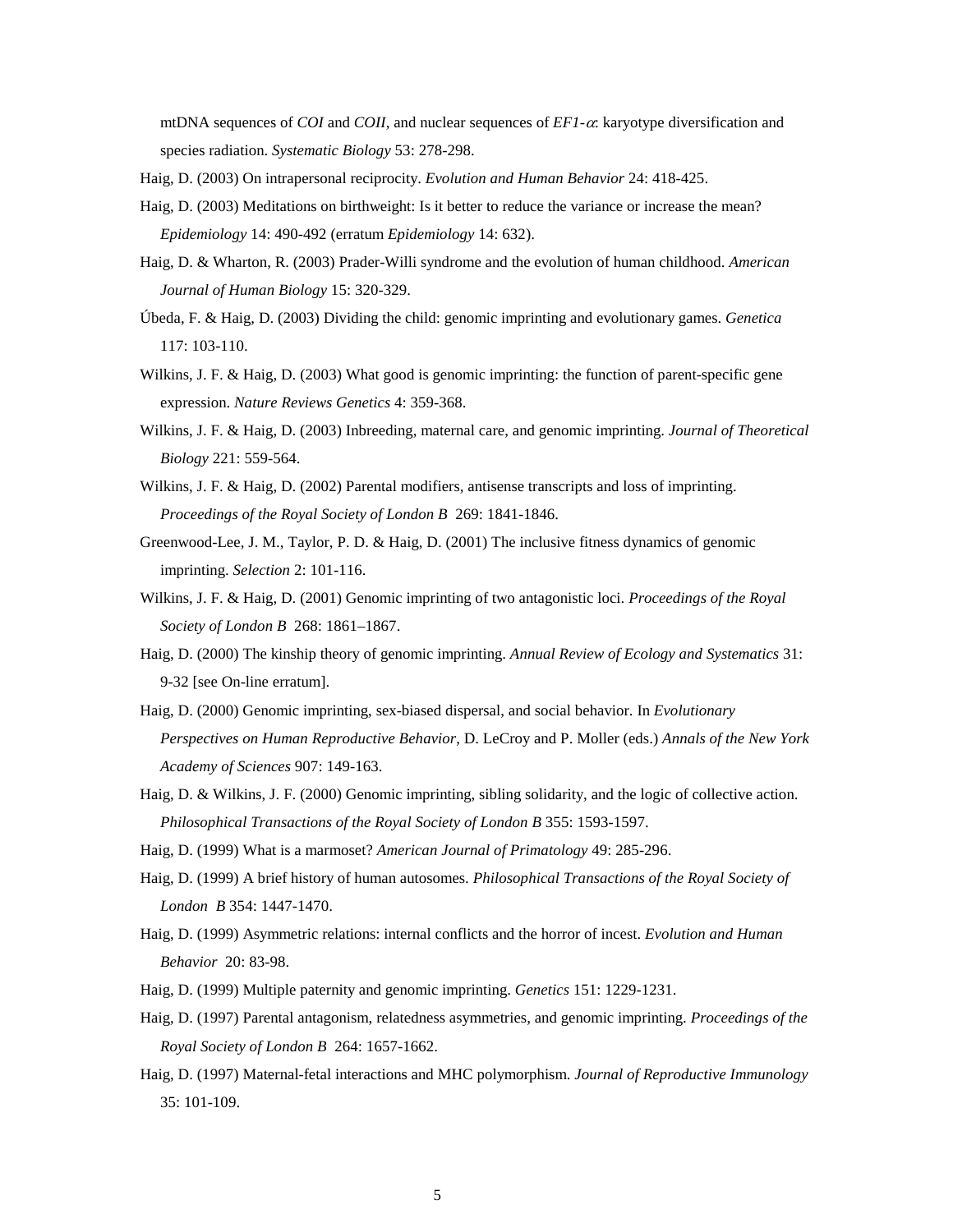mtDNA sequences of *COI* and *COII*, and nuclear sequences of *EF1-$\alpha$*: karyotype diversification and species radiation. *Systematic Biology* 53: 278-298.

Haig, D. (2003) On intrapersonal reciprocity. *Evolution and Human Behavior* 24: 418-425.

Haig, D. (2003) Meditations on birthweight: Is it better to reduce the variance or increase the mean? *Epidemiology* 14: 490-492 (erratum *Epidemiology* 14: 632).

Haig, D. & Wharton, R. (2003) Prader-Willi syndrome and the evolution of human childhood. *American Journal of Human Biology* 15: 320-329.

Úbeda, F. & Haig, D. (2003) Dividing the child: genomic imprinting and evolutionary games. *Genetica* 117: 103-110.

Wilkins, J. F. & Haig, D. (2003) What good is genomic imprinting: the function of parent-specific gene expression. *Nature Reviews Genetics* 4: 359-368.

Wilkins, J. F. & Haig, D. (2003) Inbreeding, maternal care, and genomic imprinting. *Journal of Theoretical Biology* 221: 559-564.

Wilkins, J. F. & Haig, D. (2002) Parental modifiers, antisense transcripts and loss of imprinting. *Proceedings of the Royal Society of London B* 269: 1841-1846.

Greenwood-Lee, J. M., Taylor, P. D. & Haig, D. (2001) The inclusive fitness dynamics of genomic imprinting. *Selection* 2: 101-116.

Wilkins, J. F. & Haig, D. (2001) Genomic imprinting of two antagonistic loci. *Proceedings of the Royal Society of London B* 268: 1861–1867.

Haig, D. (2000) The kinship theory of genomic imprinting. *Annual Review of Ecology and Systematics* 31: 9-32 [see On-line erratum].

Haig, D. (2000) Genomic imprinting, sex-biased dispersal, and social behavior. In *Evolutionary Perspectives on Human Reproductive Behavior*, D. LeCroy and P. Moller (eds.) *Annals of the New York Academy of Sciences* 907: 149-163.

Haig, D. & Wilkins, J. F. (2000) Genomic imprinting, sibling solidarity, and the logic of collective action. *Philosophical Transactions of the Royal Society of London B* 355: 1593-1597.

Haig, D. (1999) What is a marmoset? *American Journal of Primatology* 49: 285-296.

Haig, D. (1999) A brief history of human autosomes. *Philosophical Transactions of the Royal Society of London B* 354: 1447-1470.

Haig, D. (1999) Asymmetric relations: internal conflicts and the horror of incest. *Evolution and Human Behavior* 20: 83-98.

Haig, D. (1999) Multiple paternity and genomic imprinting. *Genetics* 151: 1229-1231.

Haig, D. (1997) Parental antagonism, relatedness asymmetries, and genomic imprinting. *Proceedings of the Royal Society of London B* 264: 1657-1662.

Haig, D. (1997) Maternal-fetal interactions and MHC polymorphism. *Journal of Reproductive Immunology* 35: 101-109.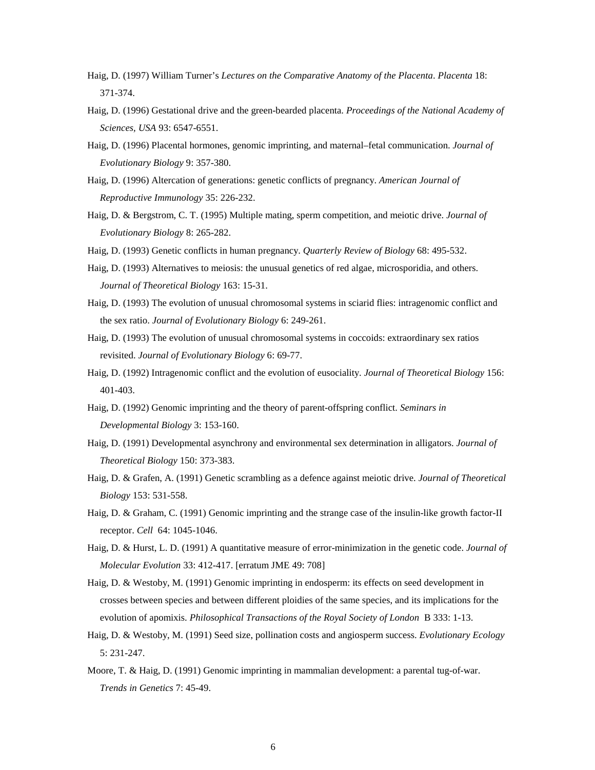Haig, D. (1997) William Turner's *Lectures on the Comparative Anatomy of the Placenta*. *Placenta* 18: 371-374.

Haig, D. (1996) Gestational drive and the green-bearded placenta. *Proceedings of the National Academy of Sciences, USA* 93: 6547-6551.

Haig, D. (1996) Placental hormones, genomic imprinting, and maternal–fetal communication. *Journal of Evolutionary Biology* 9: 357-380.

Haig, D. (1996) Altercation of generations: genetic conflicts of pregnancy. *American Journal of Reproductive Immunology* 35: 226-232.

Haig, D. & Bergstrom, C. T. (1995) Multiple mating, sperm competition, and meiotic drive. *Journal of Evolutionary Biology* 8: 265-282.

Haig, D. (1993) Genetic conflicts in human pregnancy. *Quarterly Review of Biology* 68: 495-532.

Haig, D. (1993) Alternatives to meiosis: the unusual genetics of red algae, microsporidia, and others. *Journal of Theoretical Biology* 163: 15-31.

Haig, D. (1993) The evolution of unusual chromosomal systems in sciarid flies: intragenomic conflict and the sex ratio. *Journal of Evolutionary Biology* 6: 249-261.

Haig, D. (1993) The evolution of unusual chromosomal systems in coccoids: extraordinary sex ratios revisited. *Journal of Evolutionary Biology* 6: 69-77.

Haig, D. (1992) Intragenomic conflict and the evolution of eusociality. *Journal of Theoretical Biology* 156: 401-403.

Haig, D. (1992) Genomic imprinting and the theory of parent-offspring conflict. *Seminars in Developmental Biology* 3: 153-160.

Haig, D. (1991) Developmental asynchrony and environmental sex determination in alligators. *Journal of Theoretical Biology* 150: 373-383.

Haig, D. & Grafen, A. (1991) Genetic scrambling as a defence against meiotic drive. *Journal of Theoretical Biology* 153: 531-558.

Haig, D. & Graham, C. (1991) Genomic imprinting and the strange case of the insulin-like growth factor-II receptor. *Cell* 64: 1045-1046.

Haig, D. & Hurst, L. D. (1991) A quantitative measure of error-minimization in the genetic code. *Journal of Molecular Evolution* 33: 412-417. [erratum JME 49: 708]

Haig, D. & Westoby, M. (1991) Genomic imprinting in endosperm: its effects on seed development in crosses between species and between different ploidies of the same species, and its implications for the evolution of apomixis. *Philosophical Transactions of the Royal Society of London* B 333: 1-13.

Haig, D. & Westoby, M. (1991) Seed size, pollination costs and angiosperm success. *Evolutionary Ecology* 5: 231-247.

Moore, T. & Haig, D. (1991) Genomic imprinting in mammalian development: a parental tug-of-war. *Trends in Genetics* 7: 45-49.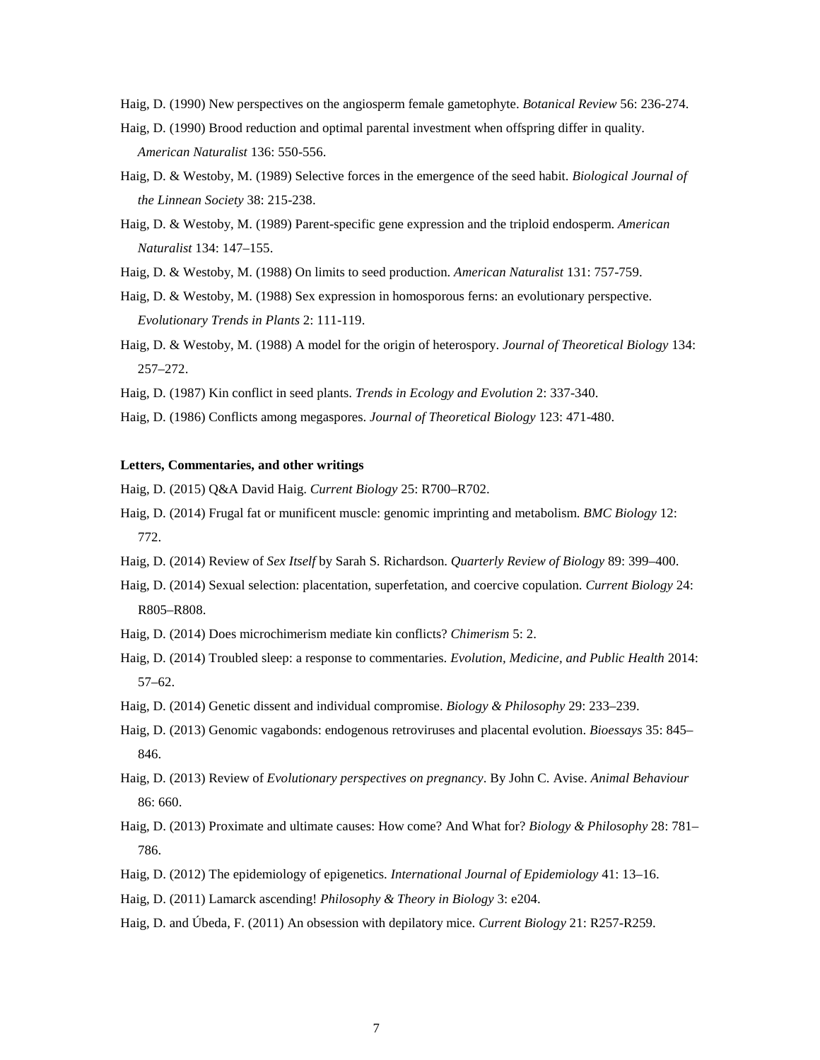Haig, D. (1990) New perspectives on the angiosperm female gametophyte. *Botanical Review* 56: 236-274.

Haig, D. (1990) Brood reduction and optimal parental investment when offspring differ in quality. *American Naturalist* 136: 550-556.

Haig, D. & Westoby, M. (1989) Selective forces in the emergence of the seed habit. *Biological Journal of the Linnean Society* 38: 215-238.

Haig, D. & Westoby, M. (1989) Parent-specific gene expression and the triploid endosperm. *American Naturalist* 134: 147–155.

Haig, D. & Westoby, M. (1988) On limits to seed production. *American Naturalist* 131: 757-759.

Haig, D. & Westoby, M. (1988) Sex expression in homosporous ferns: an evolutionary perspective. *Evolutionary Trends in Plants* 2: 111-119.

Haig, D. & Westoby, M. (1988) A model for the origin of heterospory. *Journal of Theoretical Biology* 134: 257–272.

Haig, D. (1987) Kin conflict in seed plants. *Trends in Ecology and Evolution* 2: 337-340.

Haig, D. (1986) Conflicts among megaspores. *Journal of Theoretical Biology* 123: 471-480.

**Letters, Commentaries, and other writings**

Haig, D. (2015) Q&A David Haig. *Current Biology* 25: R700–R702.

Haig, D. (2014) Frugal fat or munificent muscle: genomic imprinting and metabolism. *BMC Biology* 12: 772.

Haig, D. (2014) Review of *Sex Itself* by Sarah S. Richardson. *Quarterly Review of Biology* 89: 399–400.

Haig, D. (2014) Sexual selection: placentation, superfetation, and coercive copulation. *Current Biology* 24: R805–R808.

Haig, D. (2014) Does microchimerism mediate kin conflicts? *Chimerism* 5: 2.

Haig, D. (2014) Troubled sleep: a response to commentaries. *Evolution, Medicine, and Public Health* 2014: 57–62.

Haig, D. (2014) Genetic dissent and individual compromise. *Biology & Philosophy* 29: 233–239.

Haig, D. (2013) Genomic vagabonds: endogenous retroviruses and placental evolution. *Bioessays* 35: 845–846.

Haig, D. (2013) Review of *Evolutionary perspectives on pregnancy*. By John C. Avise. *Animal Behaviour* 86: 660.

Haig, D. (2013) Proximate and ultimate causes: How come? And What for? *Biology & Philosophy* 28: 781–786.

Haig, D. (2012) The epidemiology of epigenetics. *International Journal of Epidemiology* 41: 13–16.

Haig, D. (2011) Lamarck ascending! *Philosophy & Theory in Biology* 3: e204.

Haig, D. and Úbeda, F. (2011) An obsession with depilatory mice. *Current Biology* 21: R257-R259.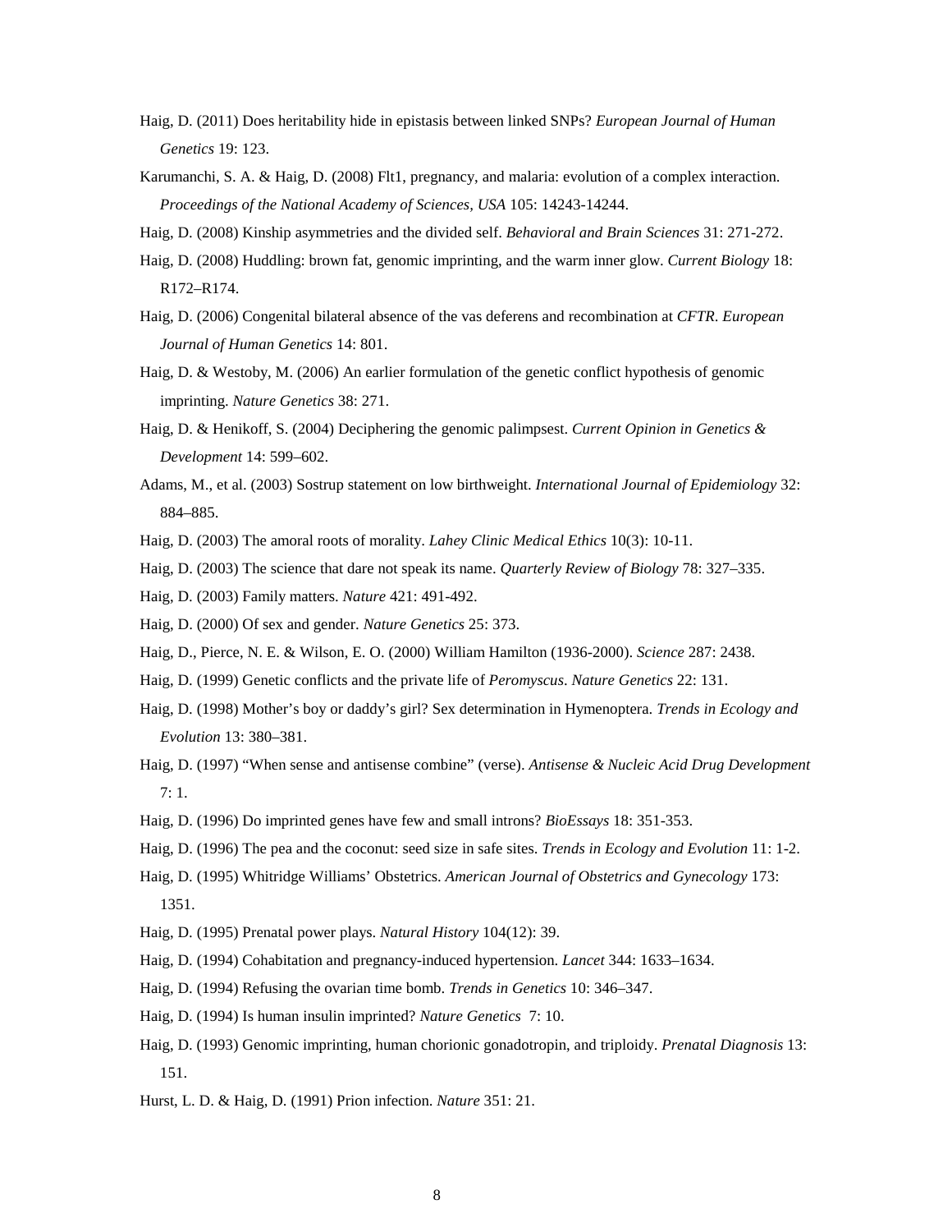Haig, D. (2011) Does heritability hide in epistasis between linked SNPs? *European Journal of Human Genetics* 19: 123.

Karumanchi, S. A. & Haig, D. (2008) Flt1, pregnancy, and malaria: evolution of a complex interaction. *Proceedings of the National Academy of Sciences, USA* 105: 14243-14244.

Haig, D. (2008) Kinship asymmetries and the divided self. *Behavioral and Brain Sciences* 31: 271-272.

Haig, D. (2008) Huddling: brown fat, genomic imprinting, and the warm inner glow. *Current Biology* 18: R172–R174.

Haig, D. (2006) Congenital bilateral absence of the vas deferens and recombination at *CFTR*. *European Journal of Human Genetics* 14: 801.

Haig, D. & Westoby, M. (2006) An earlier formulation of the genetic conflict hypothesis of genomic imprinting. *Nature Genetics* 38: 271.

Haig, D. & Henikoff, S. (2004) Deciphering the genomic palimpsest. *Current Opinion in Genetics & Development* 14: 599–602.

Adams, M., et al. (2003) Sostrup statement on low birthweight. *International Journal of Epidemiology* 32: 884–885.

Haig, D. (2003) The amoral roots of morality. *Lahey Clinic Medical Ethics* 10(3): 10-11.

Haig, D. (2003) The science that dare not speak its name. *Quarterly Review of Biology* 78: 327–335.

Haig, D. (2003) Family matters. *Nature* 421: 491-492.

Haig, D. (2000) Of sex and gender. *Nature Genetics* 25: 373.

Haig, D., Pierce, N. E. & Wilson, E. O. (2000) William Hamilton (1936-2000). *Science* 287: 2438.

Haig, D. (1999) Genetic conflicts and the private life of *Peromyscus*. *Nature Genetics* 22: 131.

Haig, D. (1998) Mother's boy or daddy's girl? Sex determination in Hymenoptera. *Trends in Ecology and Evolution* 13: 380–381.

Haig, D. (1997) "When sense and antisense combine" (verse). *Antisense & Nucleic Acid Drug Development* 7: 1.

Haig, D. (1996) Do imprinted genes have few and small introns? *BioEssays* 18: 351-353.

Haig, D. (1996) The pea and the coconut: seed size in safe sites. *Trends in Ecology and Evolution* 11: 1-2.

Haig, D. (1995) Whitridge Williams' Obstetrics. *American Journal of Obstetrics and Gynecology* 173: 1351.

Haig, D. (1995) Prenatal power plays. *Natural History* 104(12): 39.

Haig, D. (1994) Cohabitation and pregnancy-induced hypertension. *Lancet* 344: 1633–1634.

Haig, D. (1994) Refusing the ovarian time bomb. *Trends in Genetics* 10: 346–347.

Haig, D. (1994) Is human insulin imprinted? *Nature Genetics* 7: 10.

Haig, D. (1993) Genomic imprinting, human chorionic gonadotropin, and triploidy. *Prenatal Diagnosis* 13: 151.

Hurst, L. D. & Haig, D. (1991) Prion infection. *Nature* 351: 21.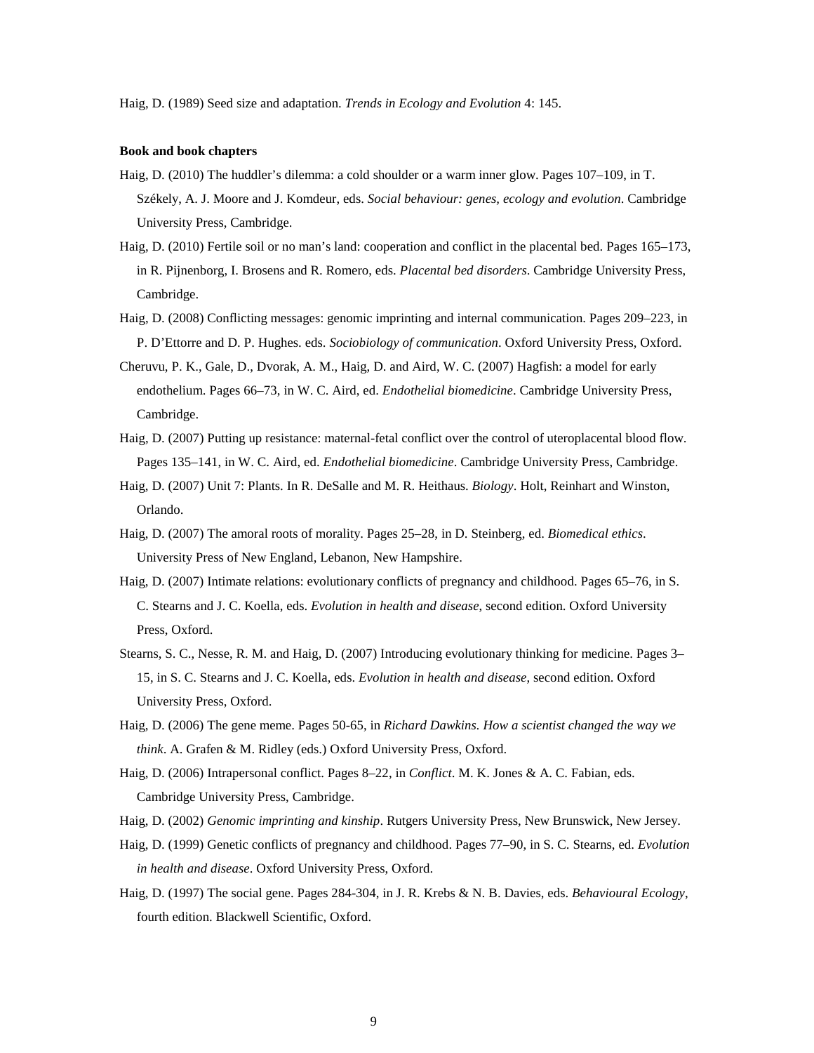Haig, D. (1989) Seed size and adaptation. *Trends in Ecology and Evolution* 4: 145.

**Book and book chapters**

Haig, D. (2010) The huddler's dilemma: a cold shoulder or a warm inner glow. Pages 107–109, in T. Székely, A. J. Moore and J. Komdeur, eds. *Social behaviour: genes, ecology and evolution*. Cambridge University Press, Cambridge.

Haig, D. (2010) Fertile soil or no man's land: cooperation and conflict in the placental bed. Pages 165–173, in R. Pijnenborg, I. Brosens and R. Romero, eds. *Placental bed disorders*. Cambridge University Press, Cambridge.

Haig, D. (2008) Conflicting messages: genomic imprinting and internal communication. Pages 209–223, in P. D'Ettorre and D. P. Hughes. eds. *Sociobiology of communication*. Oxford University Press, Oxford.

Cheruvu, P. K., Gale, D., Dvorak, A. M., Haig, D. and Aird, W. C. (2007) Hagfish: a model for early endothelium. Pages 66–73, in W. C. Aird, ed. *Endothelial biomedicine*. Cambridge University Press, Cambridge.

Haig, D. (2007) Putting up resistance: maternal-fetal conflict over the control of uteroplacental blood flow. Pages 135–141, in W. C. Aird, ed. *Endothelial biomedicine*. Cambridge University Press, Cambridge.

Haig, D. (2007) Unit 7: Plants. In R. DeSalle and M. R. Heithaus. *Biology*. Holt, Reinhart and Winston, Orlando.

Haig, D. (2007) The amoral roots of morality. Pages 25–28, in D. Steinberg, ed. *Biomedical ethics*. University Press of New England, Lebanon, New Hampshire.

Haig, D. (2007) Intimate relations: evolutionary conflicts of pregnancy and childhood. Pages 65–76, in S. C. Stearns and J. C. Koella, eds. *Evolution in health and disease*, second edition. Oxford University Press, Oxford.

Stearns, S. C., Nesse, R. M. and Haig, D. (2007) Introducing evolutionary thinking for medicine. Pages 3–15, in S. C. Stearns and J. C. Koella, eds. *Evolution in health and disease*, second edition. Oxford University Press, Oxford.

Haig, D. (2006) The gene meme. Pages 50-65, in *Richard Dawkins. How a scientist changed the way we think*. A. Grafen & M. Ridley (eds.) Oxford University Press, Oxford.

Haig, D. (2006) Intrapersonal conflict. Pages 8–22, in *Conflict*. M. K. Jones & A. C. Fabian, eds. Cambridge University Press, Cambridge.

Haig, D. (2002) *Genomic imprinting and kinship*. Rutgers University Press, New Brunswick, New Jersey.

Haig, D. (1999) Genetic conflicts of pregnancy and childhood. Pages 77–90, in S. C. Stearns, ed. *Evolution in health and disease*. Oxford University Press, Oxford.

Haig, D. (1997) The social gene. Pages 284-304, in J. R. Krebs & N. B. Davies, eds. *Behavioural Ecology*, fourth edition. Blackwell Scientific, Oxford.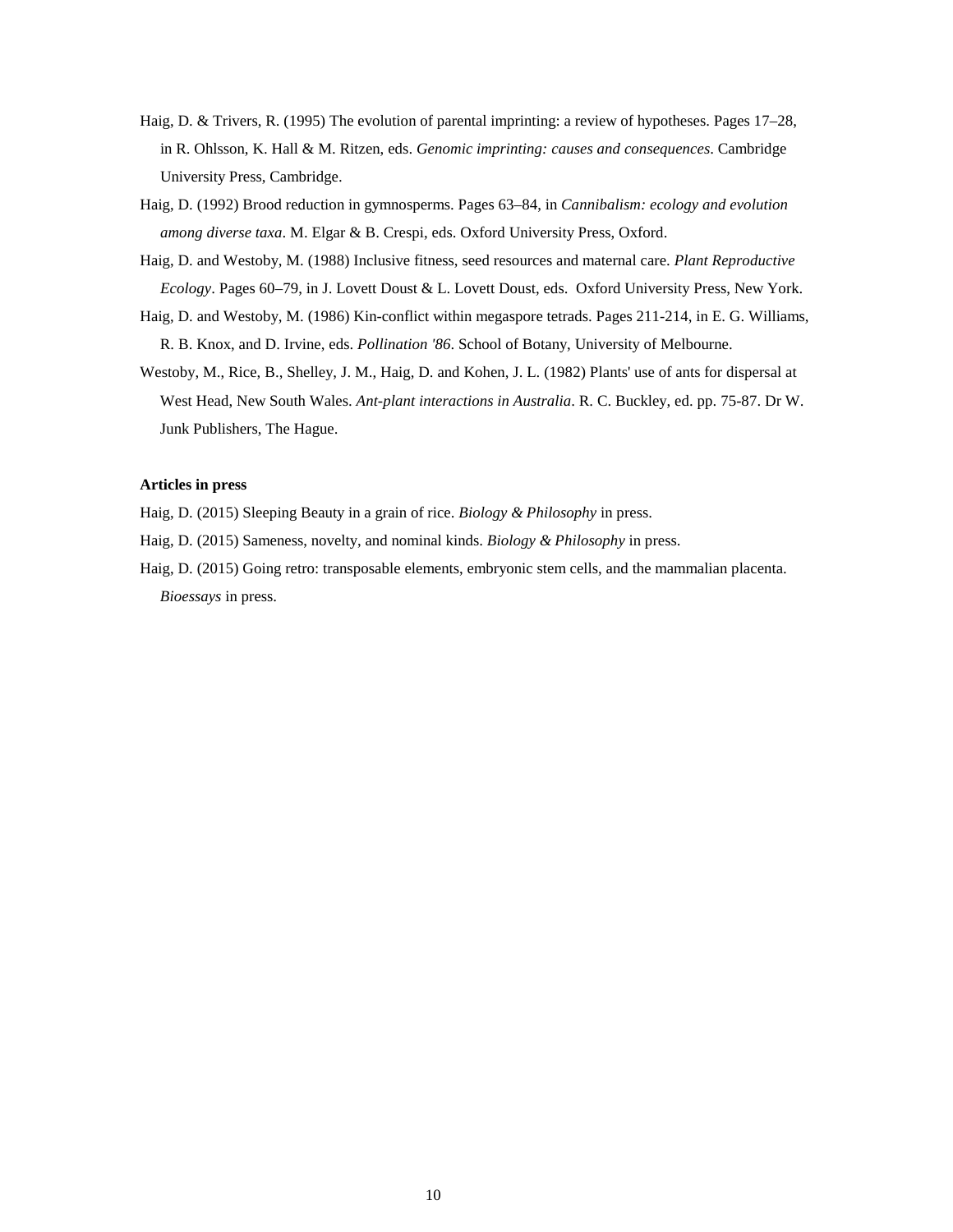Haig, D. & Trivers, R. (1995) The evolution of parental imprinting: a review of hypotheses. Pages 17–28, in R. Ohlsson, K. Hall & M. Ritzen, eds. *Genomic imprinting: causes and consequences*. Cambridge University Press, Cambridge.

Haig, D. (1992) Brood reduction in gymnosperms. Pages 63–84, in *Cannibalism: ecology and evolution among diverse taxa*. M. Elgar & B. Crespi, eds. Oxford University Press, Oxford.

Haig, D. and Westoby, M. (1988) Inclusive fitness, seed resources and maternal care. *Plant Reproductive Ecology*. Pages 60–79, in J. Lovett Doust & L. Lovett Doust, eds. Oxford University Press, New York.

Haig, D. and Westoby, M. (1986) Kin-conflict within megaspore tetrads. Pages 211-214, in E. G. Williams, R. B. Knox, and D. Irvine, eds. *Pollination '86*. School of Botany, University of Melbourne.

Westoby, M., Rice, B., Shelley, J. M., Haig, D. and Kohen, J. L. (1982) Plants' use of ants for dispersal at West Head, New South Wales. *Ant-plant interactions in Australia*. R. C. Buckley, ed. pp. 75-87. Dr W. Junk Publishers, The Hague.

**Articles in press**

Haig, D. (2015) Sleeping Beauty in a grain of rice. *Biology & Philosophy* in press.

Haig, D. (2015) Sameness, novelty, and nominal kinds. *Biology & Philosophy* in press.

Haig, D. (2015) Going retro: transposable elements, embryonic stem cells, and the mammalian placenta. *Bioessays* in press.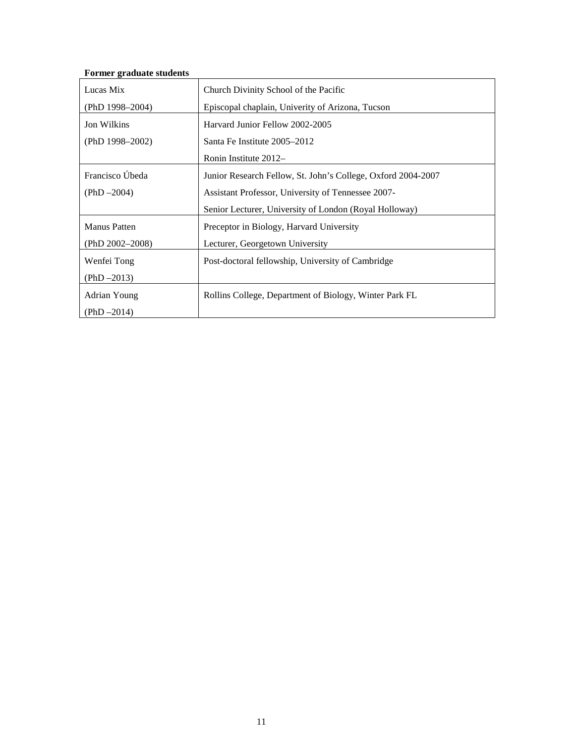**Former graduate students**

| | |
|---|---|
| Lucas Mix<br>(PhD 1998–2004) | Church Divinity School of the Pacific<br>Episcopal chaplain, Univerity of Arizona, Tucson |
| Jon Wilkins<br>(PhD 1998–2002) | Harvard Junior Fellow 2002-2005<br>Santa Fe Institute 2005–2012<br>Ronin Institute 2012– |
| Francisco Úbeda<br>(PhD –2004) | Junior Research Fellow, St. John's College, Oxford 2004-2007<br>Assistant Professor, University of Tennessee 2007-<br>Senior Lecturer, University of London (Royal Holloway) |
| Manus Patten<br>(PhD 2002–2008) | Preceptor in Biology, Harvard University<br>Lecturer, Georgetown University |
| Wenfei Tong<br>(PhD –2013) | Post-doctoral fellowship, University of Cambridge |
| Adrian Young<br>(PhD –2014) | Rollins College, Department of Biology, Winter Park FL |